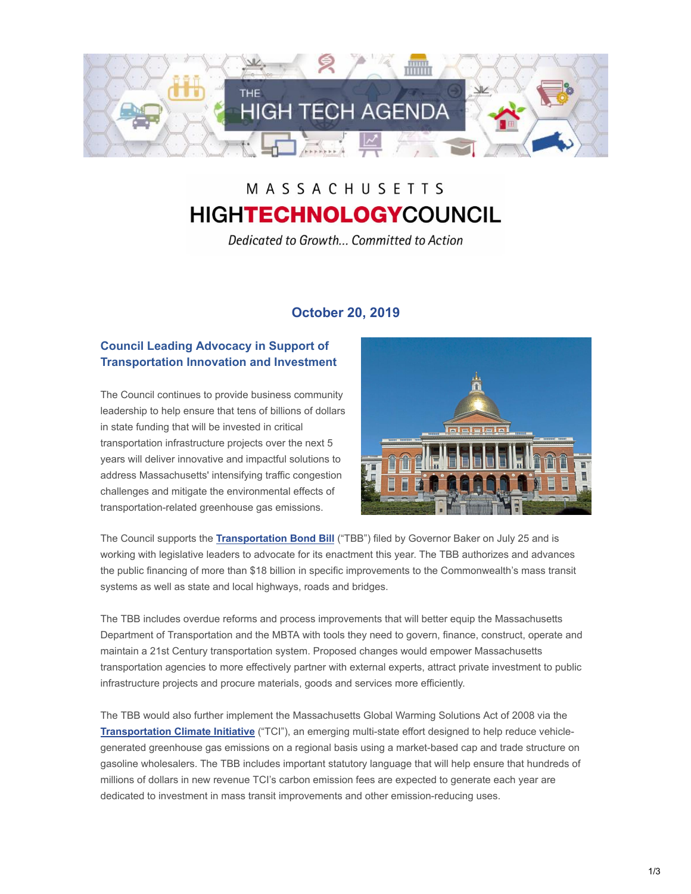MASSACHUSETTS

HIGHTECHNOLOGYCOUNCIL

*Dedicated to Growth... Committed to Action*

## October 20, 2019

### Council Leading Advocacy in Support of Transportation Innovation and Investment

The Council continues to provide business community leadership to help ensure that tens of billions of dollars in state funding that will be invested in critical transportation infrastructure projects over the next 5 years will deliver innovative and impactful solutions to address Massachusetts' intensifying traffic congestion challenges and mitigate the environmental effects of transportation-related greenhouse gas emissions.

The Council supports the **Transportation Bond Bill** ("TBB") filed by Governor Baker on July 25 and is working with legislative leaders to advocate for its enactment this year. The TBB authorizes and advances the public financing of more than $18 billion in specific improvements to the Commonwealth's mass transit systems as well as state and local highways, roads and bridges.

The TBB includes overdue reforms and process improvements that will better equip the Massachusetts Department of Transportation and the MBTA with tools they need to govern, finance, construct, operate and maintain a 21st Century transportation system. Proposed changes would empower Massachusetts transportation agencies to more effectively partner with external experts, attract private investment to public infrastructure projects and procure materials, goods and services more efficiently.

The TBB would also further implement the Massachusetts Global Warming Solutions Act of 2008 via the **Transportation Climate Initiative** ("TCI"), an emerging multi-state effort designed to help reduce vehicle-generated greenhouse gas emissions on a regional basis using a market-based cap and trade structure on gasoline wholesalers. The TBB includes important statutory language that will help ensure that hundreds of millions of dollars in new revenue TCI's carbon emission fees are expected to generate each year are dedicated to investment in mass transit improvements and other emission-reducing uses.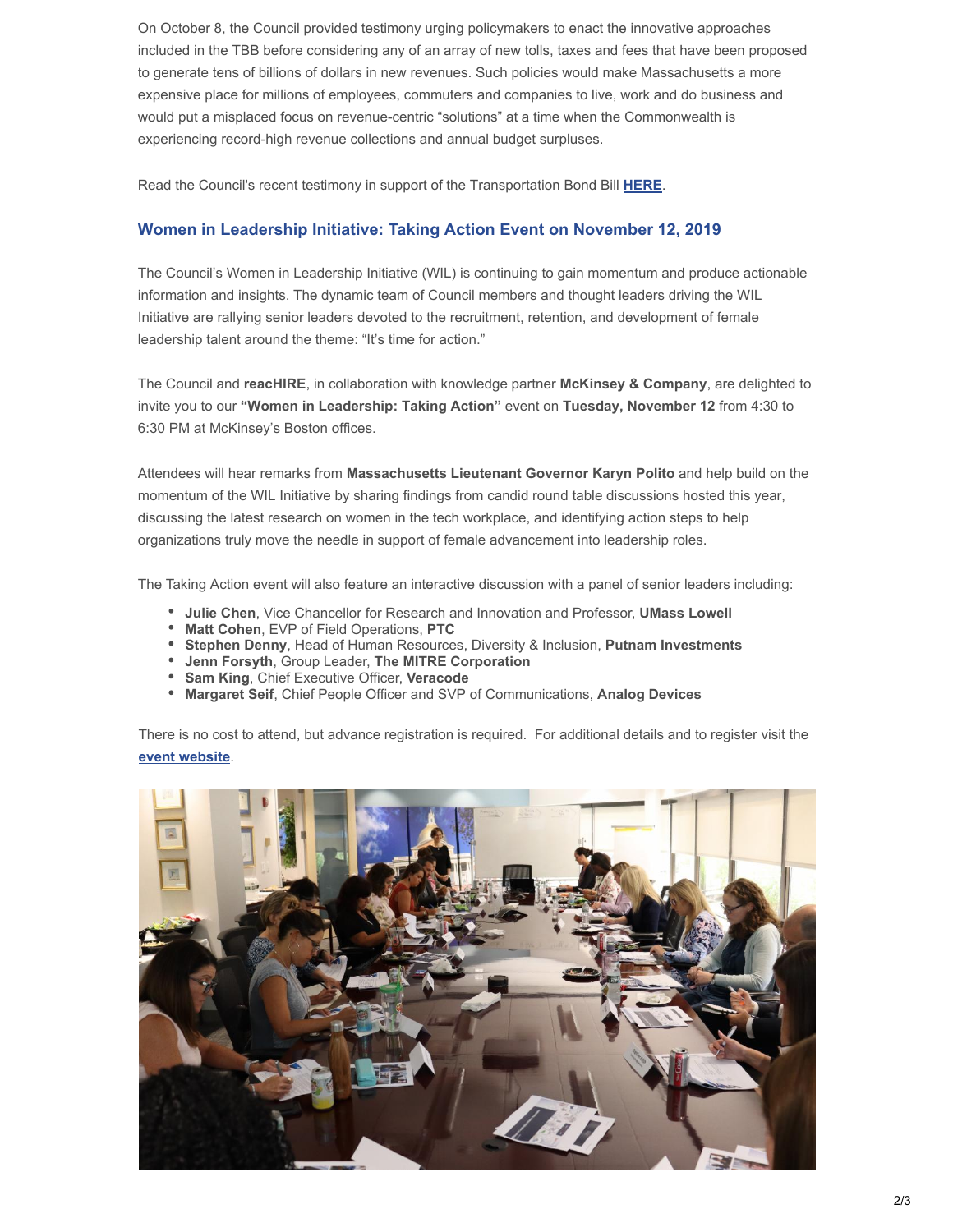On October 8, the Council provided testimony urging policymakers to enact the innovative approaches included in the TBB before considering any of an array of new tolls, taxes and fees that have been proposed to generate tens of billions of dollars in new revenues. Such policies would make Massachusetts a more expensive place for millions of employees, commuters and companies to live, work and do business and would put a misplaced focus on revenue-centric "solutions" at a time when the Commonwealth is experiencing record-high revenue collections and annual budget surpluses.

Read the Council's recent testimony in support of the Transportation Bond Bill **HERE**.

## Women in Leadership Initiative: Taking Action Event on November 12, 2019

The Council's Women in Leadership Initiative (WIL) is continuing to gain momentum and produce actionable information and insights. The dynamic team of Council members and thought leaders driving the WIL Initiative are rallying senior leaders devoted to the recruitment, retention, and development of female leadership talent around the theme: "It's time for action."

The Council and **reacHIRE**, in collaboration with knowledge partner **McKinsey & Company**, are delighted to invite you to our **"Women in Leadership: Taking Action"** event on **Tuesday, November 12** from 4:30 to 6:30 PM at McKinsey's Boston offices.

Attendees will hear remarks from **Massachusetts Lieutenant Governor Karyn Polito** and help build on the momentum of the WIL Initiative by sharing findings from candid round table discussions hosted this year, discussing the latest research on women in the tech workplace, and identifying action steps to help organizations truly move the needle in support of female advancement into leadership roles.

The Taking Action event will also feature an interactive discussion with a panel of senior leaders including:

- **Julie Chen**, Vice Chancellor for Research and Innovation and Professor, **UMass Lowell**
- **Matt Cohen**, EVP of Field Operations, **PTC**
- **Stephen Denny**, Head of Human Resources, Diversity & Inclusion, **Putnam Investments**
- **Jenn Forsyth**, Group Leader, **The MITRE Corporation**
- **Sam King**, Chief Executive Officer, **Veracode**
- **Margaret Seif**, Chief People Officer and SVP of Communications, **Analog Devices**

There is no cost to attend, but advance registration is required. For additional details and to register visit the **event website**.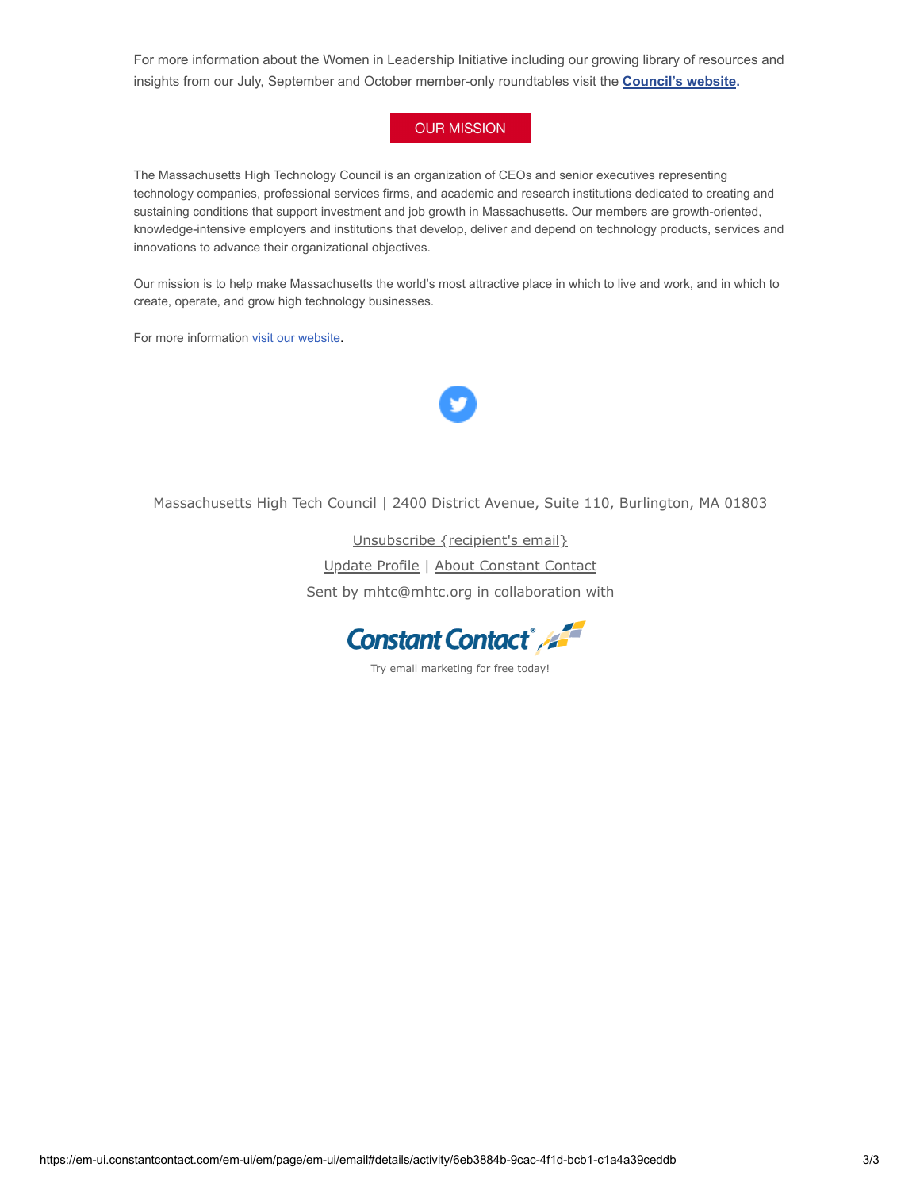For more information about the Women in Leadership Initiative including our growing library of resources and insights from our July, September and October member-only roundtables visit the **Council's website**.

OUR MISSION

The Massachusetts High Technology Council is an organization of CEOs and senior executives representing technology companies, professional services firms, and academic and research institutions dedicated to creating and sustaining conditions that support investment and job growth in Massachusetts. Our members are growth-oriented, knowledge-intensive employers and institutions that develop, deliver and depend on technology products, services and innovations to advance their organizational objectives.

Our mission is to help make Massachusetts the world's most attractive place in which to live and work, and in which to create, operate, and grow high technology businesses.

For more information visit our website.

Massachusetts High Tech Council | 2400 District Avenue, Suite 110, Burlington, MA 01803

Unsubscribe {recipient's email}

Update Profile | About Constant Contact

Sent by mhtc@mhtc.org in collaboration with

Constant Contact

Try email marketing for free today!